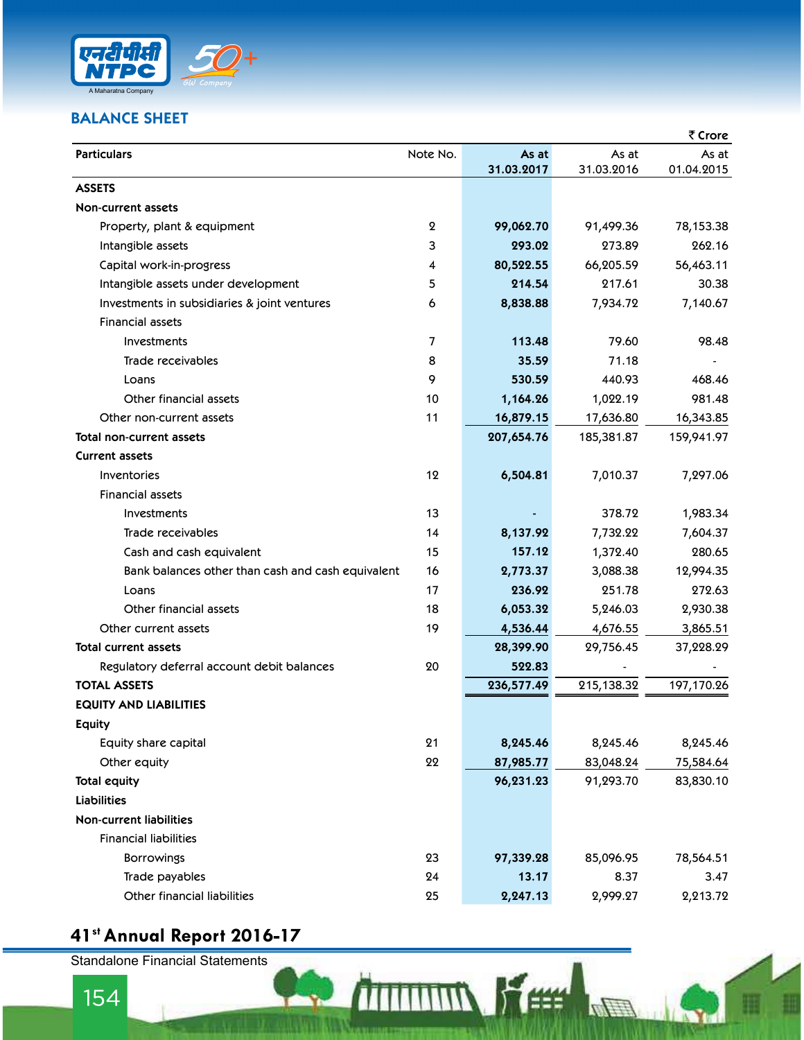## BALANCE SHEET

₹ Crore

| Particulars | Note No. | As at 31.03.2017 | As at 31.03.2016 | As at 01.04.2015 |
|---|---|---|---|---|
| **ASSETS** | | | | |
| **Non-current assets** | | | | |
| Property, plant & equipment | 2 | **99,062.70** | 91,499.36 | 78,153.38 |
| Intangible assets | 3 | **293.02** | 273.89 | 262.16 |
| Capital work-in-progress | 4 | **80,522.55** | 66,205.59 | 56,463.11 |
| Intangible assets under development | 5 | **214.54** | 217.61 | 30.38 |
| Investments in subsidiaries & joint ventures | 6 | **8,838.88** | 7,934.72 | 7,140.67 |
| Financial assets | | | | |
| Investments | 7 | **113.48** | 79.60 | 98.48 |
| Trade receivables | 8 | **35.59** | 71.18 | - |
| Loans | 9 | **530.59** | 440.93 | 468.46 |
| Other financial assets | 10 | **1,164.26** | 1,022.19 | 981.48 |
| Other non-current assets | 11 | **16,879.15** | 17,636.80 | 16,343.85 |
| **Total non-current assets** | | **207,654.76** | 185,381.87 | 159,941.97 |
| **Current assets** | | | | |
| Inventories | 12 | **6,504.81** | 7,010.37 | 7,297.06 |
| Financial assets | | | | |
| Investments | 13 | **-** | 378.72 | 1,983.34 |
| Trade receivables | 14 | **8,137.92** | 7,732.22 | 7,604.37 |
| Cash and cash equivalent | 15 | **157.12** | 1,372.40 | 280.65 |
| Bank balances other than cash and cash equivalent | 16 | **2,773.37** | 3,088.38 | 12,994.35 |
| Loans | 17 | **236.92** | 251.78 | 272.63 |
| Other financial assets | 18 | **6,053.32** | 5,246.03 | 2,930.38 |
| Other current assets | 19 | **4,536.44** | 4,676.55 | 3,865.51 |
| **Total current assets** | | **28,399.90** | 29,756.45 | 37,228.29 |
| Regulatory deferral account debit balances | 20 | **522.83** | - | - |
| **TOTAL ASSETS** | | **236,577.49** | 215,138.32 | 197,170.26 |
| **EQUITY AND LIABILITIES** | | | | |
| **Equity** | | | | |
| Equity share capital | 21 | **8,245.46** | 8,245.46 | 8,245.46 |
| Other equity | 22 | **87,985.77** | 83,048.24 | 75,584.64 |
| **Total equity** | | **96,231.23** | 91,293.70 | 83,830.10 |
| **Liabilities** | | | | |
| **Non-current liabilities** | | | | |
| Financial liabilities | | | | |
| Borrowings | 23 | **97,339.28** | 85,096.95 | 78,564.51 |
| Trade payables | 24 | **13.17** | 8.37 | 3.47 |
| Other financial liabilities | 25 | **2,247.13** | 2,999.27 | 2,213.72 |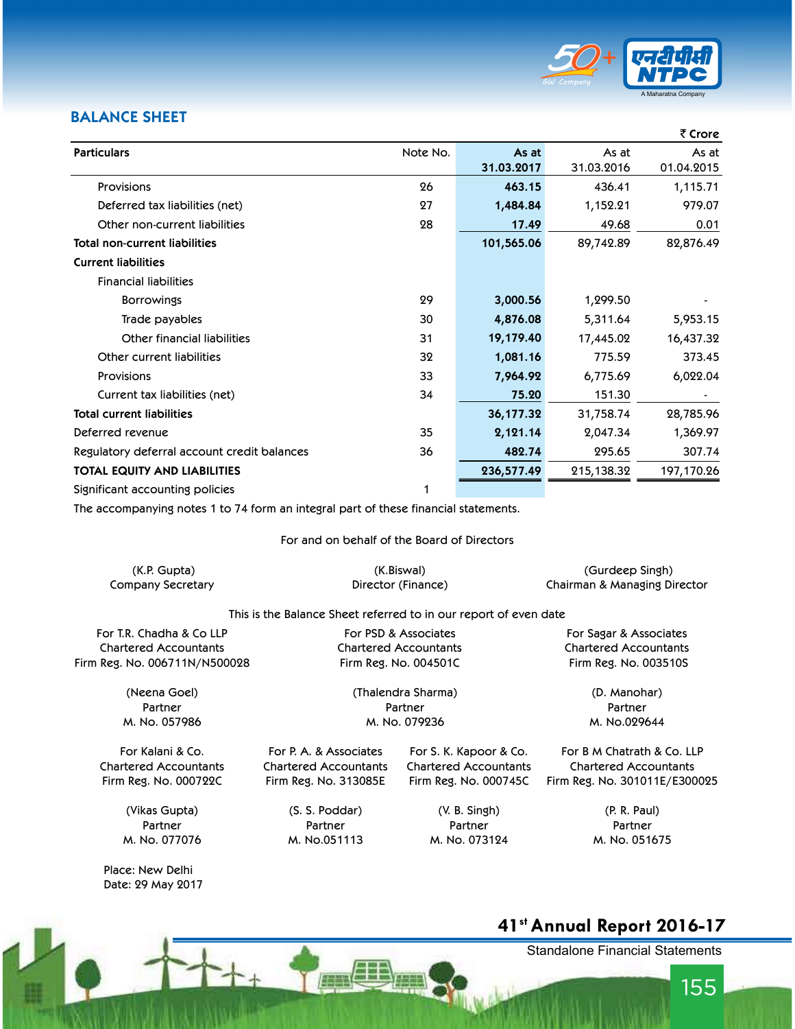## BALANCE SHEET

₹ Crore

| Particulars | Note No. | As at 31.03.2017 | As at 31.03.2016 | As at 01.04.2015 |
|---|---|---|---|---|
| Provisions | 26 | **463.15** | 436.41 | 1,115.71 |
| Deferred tax liabilities (net) | 27 | **1,484.84** | 1,152.21 | 979.07 |
| Other non-current liabilities | 28 | **17.49** | 49.68 | 0.01 |
| **Total non-current liabilities** | | **101,565.06** | 89,742.89 | 82,876.49 |
| **Current liabilities** | | | | |
| Financial liabilities | | | | |
| Borrowings | 29 | **3,000.56** | 1,299.50 | - |
| Trade payables | 30 | **4,876.08** | 5,311.64 | 5,953.15 |
| Other financial liabilities | 31 | **19,179.40** | 17,445.02 | 16,437.32 |
| Other current liabilities | 32 | **1,081.16** | 775.59 | 373.45 |
| Provisions | 33 | **7,964.92** | 6,775.69 | 6,022.04 |
| Current tax liabilities (net) | 34 | **75.20** | 151.30 | - |
| **Total current liabilities** | | **36,177.32** | 31,758.74 | 28,785.96 |
| Deferred revenue | 35 | **2,121.14** | 2,047.34 | 1,369.97 |
| Regulatory deferral account credit balances | 36 | **482.74** | 295.65 | 307.74 |
| **TOTAL EQUITY AND LIABILITIES** | | **236,577.49** | 215,138.32 | 197,170.26 |
| Significant accounting policies | 1 | | | |

The accompanying notes 1 to 74 form an integral part of these financial statements.

For and on behalf of the Board of Directors

(K.P. Gupta)
Company Secretary

(K.Biswal)
Director (Finance)

(Gurdeep Singh)
Chairman & Managing Director

This is the Balance Sheet referred to in our report of even date

For T.R. Chadha & Co LLP
Chartered Accountants
Firm Reg. No. 006711N/N500028

(Neena Goel)
Partner
M. No. 057986

For PSD & Associates
Chartered Accountants
Firm Reg. No. 004501C

(Thalendra Sharma)
Partner
M. No. 079236

For Sagar & Associates
Chartered Accountants
Firm Reg. No. 003510S

(D. Manohar)
Partner
M. No.029644

For Kalani & Co.
Chartered Accountants
Firm Reg. No. 000722C

(Vikas Gupta)
Partner
M. No. 077076

For P. A. & Associates
Chartered Accountants
Firm Reg. No. 313085E

(S. S. Poddar)
Partner
M. No.051113

For S. K. Kapoor & Co.
Chartered Accountants
Firm Reg. No. 000745C

(V. B. Singh)
Partner
M. No. 073124

For B M Chatrath & Co. LLP
Chartered Accountants
Firm Reg. No. 301011E/E300025

(P. R. Paul)
Partner
M. No. 051675

Place: New Delhi
Date: 29 May 2017